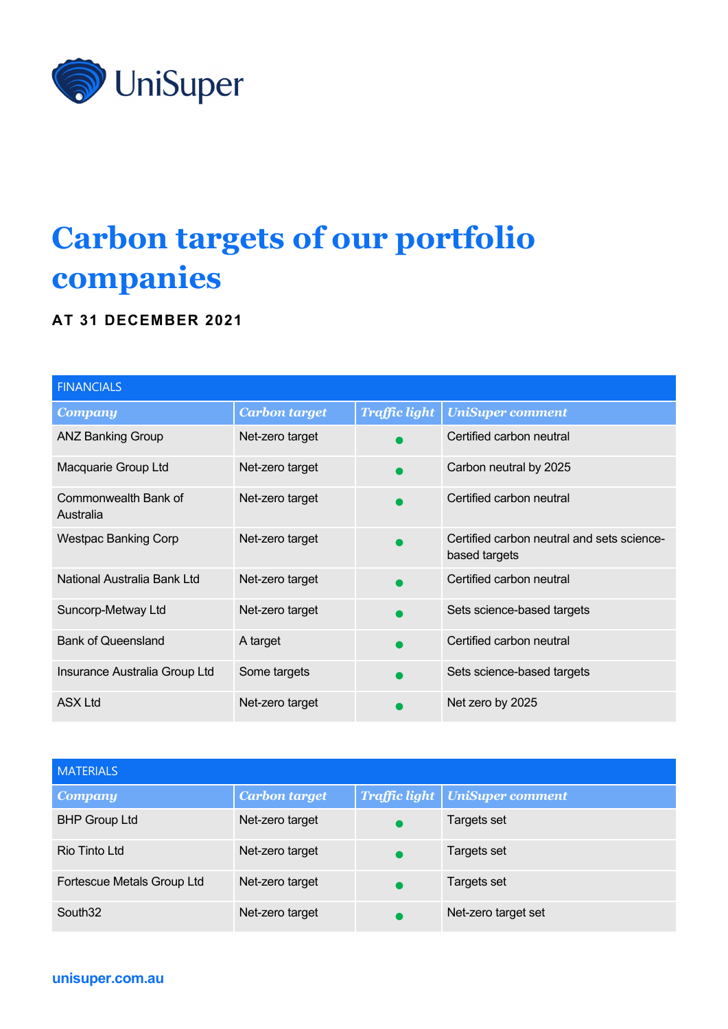UniSuper

# Carbon targets of our portfolio companies

**AT 31 DECEMBER 2021**

| FINANCIALS | | | |
|---|---|---|---|
| ***Company*** | ***Carbon target*** | ***Traffic light*** | ***UniSuper comment*** |
| ANZ Banking Group | Net-zero target | ● | Certified carbon neutral |
| Macquarie Group Ltd | Net-zero target | ● | Carbon neutral by 2025 |
| Commonwealth Bank of Australia | Net-zero target | ● | Certified carbon neutral |
| Westpac Banking Corp | Net-zero target | ● | Certified carbon neutral and sets science-based targets |
| National Australia Bank Ltd | Net-zero target | ● | Certified carbon neutral |
| Suncorp-Metway Ltd | Net-zero target | ● | Sets science-based targets |
| Bank of Queensland | A target | ● | Certified carbon neutral |
| Insurance Australia Group Ltd | Some targets | ● | Sets science-based targets |
| ASX Ltd | Net-zero target | ● | Net zero by 2025 |

| MATERIALS | | | |
|---|---|---|---|
| ***Company*** | ***Carbon target*** | ***Traffic light*** | ***UniSuper comment*** |
| BHP Group Ltd | Net-zero target | ● | Targets set |
| Rio Tinto Ltd | Net-zero target | ● | Targets set |
| Fortescue Metals Group Ltd | Net-zero target | ● | Targets set |
| South32 | Net-zero target | ● | Net-zero target set |

unisuper.com.au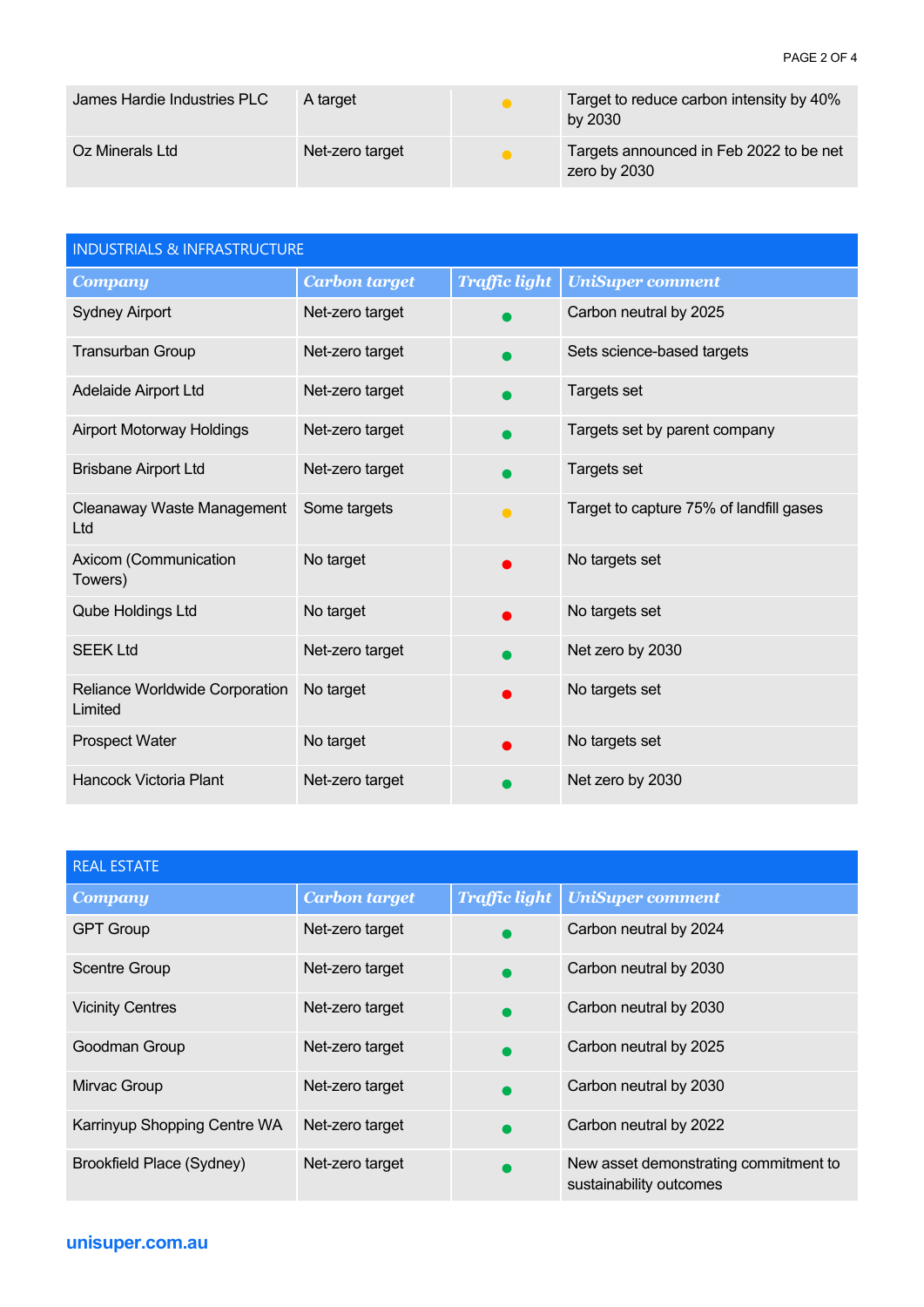| Company | Carbon target | Traffic light | UniSuper comment |
| --- | --- | --- | --- |
| James Hardie Industries PLC | A target | 🟡 | Target to reduce carbon intensity by 40% by 2030 |
| Oz Minerals Ltd | Net-zero target | 🟡 | Targets announced in Feb 2022 to be net zero by 2030 |

## INDUSTRIALS & INFRASTRUCTURE

| Company | Carbon target | Traffic light | UniSuper comment |
| --- | --- | --- | --- |
| Sydney Airport | Net-zero target | 🟢 | Carbon neutral by 2025 |
| Transurban Group | Net-zero target | 🟢 | Sets science-based targets |
| Adelaide Airport Ltd | Net-zero target | 🟢 | Targets set |
| Airport Motorway Holdings | Net-zero target | 🟢 | Targets set by parent company |
| Brisbane Airport Ltd | Net-zero target | 🟢 | Targets set |
| Cleanaway Waste Management Ltd | Some targets | 🟡 | Target to capture 75% of landfill gases |
| Axicom (Communication Towers) | No target | 🔴 | No targets set |
| Qube Holdings Ltd | No target | 🔴 | No targets set |
| SEEK Ltd | Net-zero target | 🟢 | Net zero by 2030 |
| Reliance Worldwide Corporation Limited | No target | 🔴 | No targets set |
| Prospect Water | No target | 🔴 | No targets set |
| Hancock Victoria Plant | Net-zero target | 🟢 | Net zero by 2030 |

## REAL ESTATE

| Company | Carbon target | Traffic light | UniSuper comment |
| --- | --- | --- | --- |
| GPT Group | Net-zero target | 🟢 | Carbon neutral by 2024 |
| Scentre Group | Net-zero target | 🟢 | Carbon neutral by 2030 |
| Vicinity Centres | Net-zero target | 🟢 | Carbon neutral by 2030 |
| Goodman Group | Net-zero target | 🟢 | Carbon neutral by 2025 |
| Mirvac Group | Net-zero target | 🟢 | Carbon neutral by 2030 |
| Karrinyup Shopping Centre WA | Net-zero target | 🟢 | Carbon neutral by 2022 |
| Brookfield Place (Sydney) | Net-zero target | 🟢 | New asset demonstrating commitment to sustainability outcomes |

**unisuper.com.au**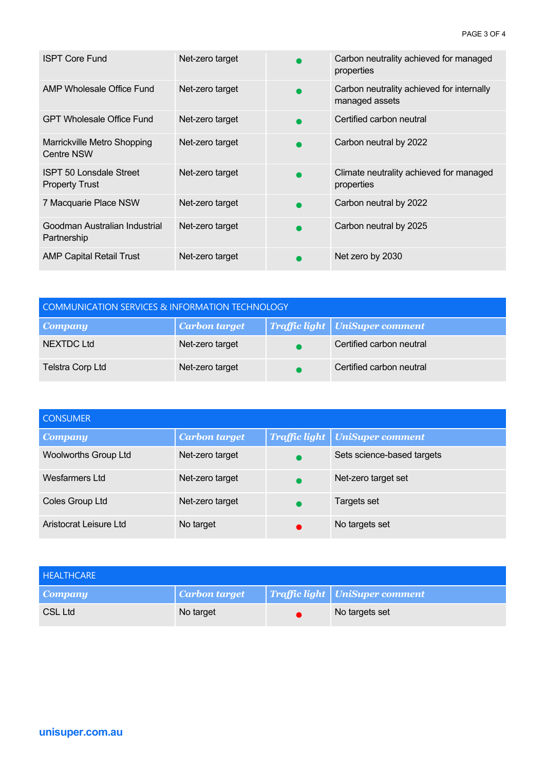| Company | Carbon target | Traffic light | UniSuper comment |
|---|---|---|---|
| ISPT Core Fund | Net-zero target | ● (green) | Carbon neutrality achieved for managed properties |
| AMP Wholesale Office Fund | Net-zero target | ● (green) | Carbon neutrality achieved for internally managed assets |
| GPT Wholesale Office Fund | Net-zero target | ● (green) | Certified carbon neutral |
| Marrickville Metro Shopping Centre NSW | Net-zero target | ● (green) | Carbon neutral by 2022 |
| ISPT 50 Lonsdale Street Property Trust | Net-zero target | ● (green) | Climate neutrality achieved for managed properties |
| 7 Macquarie Place NSW | Net-zero target | ● (green) | Carbon neutral by 2022 |
| Goodman Australian Industrial Partnership | Net-zero target | ● (green) | Carbon neutral by 2025 |
| AMP Capital Retail Trust | Net-zero target | ● (green) | Net zero by 2030 |

## COMMUNICATION SERVICES & INFORMATION TECHNOLOGY

| *Company* | *Carbon target* | *Traffic light* | *UniSuper comment* |
|---|---|---|---|
| NEXTDC Ltd | Net-zero target | ● (green) | Certified carbon neutral |
| Telstra Corp Ltd | Net-zero target | ● (green) | Certified carbon neutral |

## CONSUMER

| *Company* | *Carbon target* | *Traffic light* | *UniSuper comment* |
|---|---|---|---|
| Woolworths Group Ltd | Net-zero target | ● (green) | Sets science-based targets |
| Wesfarmers Ltd | Net-zero target | ● (green) | Net-zero target set |
| Coles Group Ltd | Net-zero target | ● (green) | Targets set |
| Aristocrat Leisure Ltd | No target | ● (red) | No targets set |

## HEALTHCARE

| *Company* | *Carbon target* | *Traffic light* | *UniSuper comment* |
|---|---|---|---|
| CSL Ltd | No target | ● (red) | No targets set |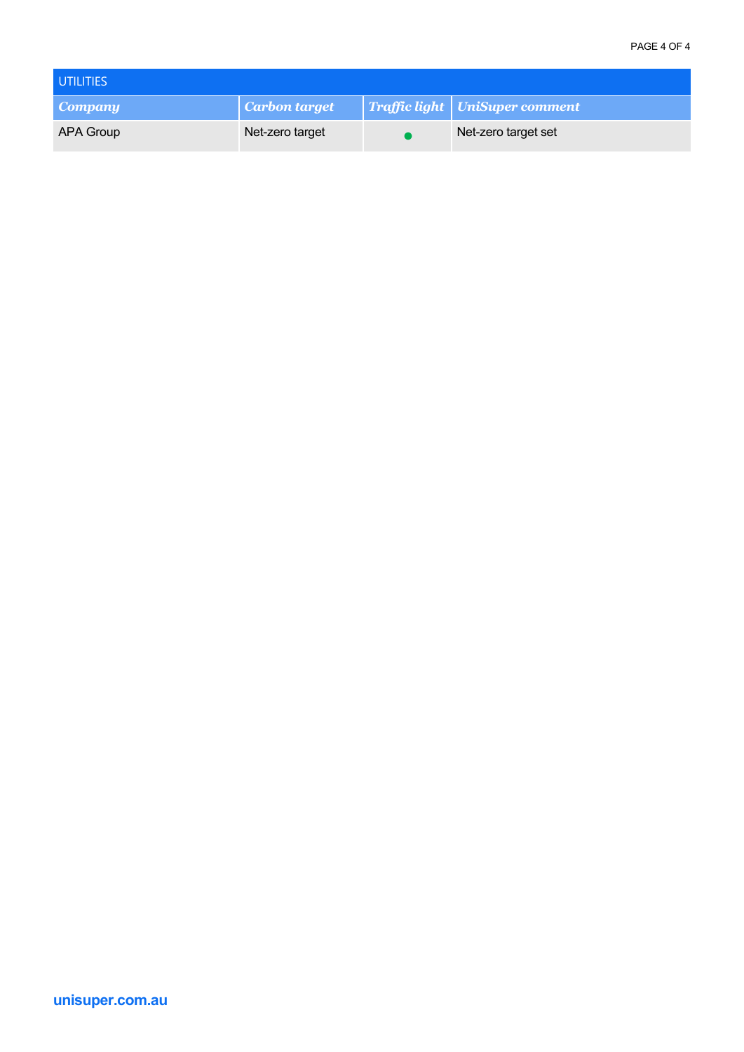## UTILITIES

| *Company* | *Carbon target* | *Traffic light* | *UniSuper comment* |
|---|---|---|---|
| APA Group | Net-zero target | ● | Net-zero target set |

**unisuper.com.au**